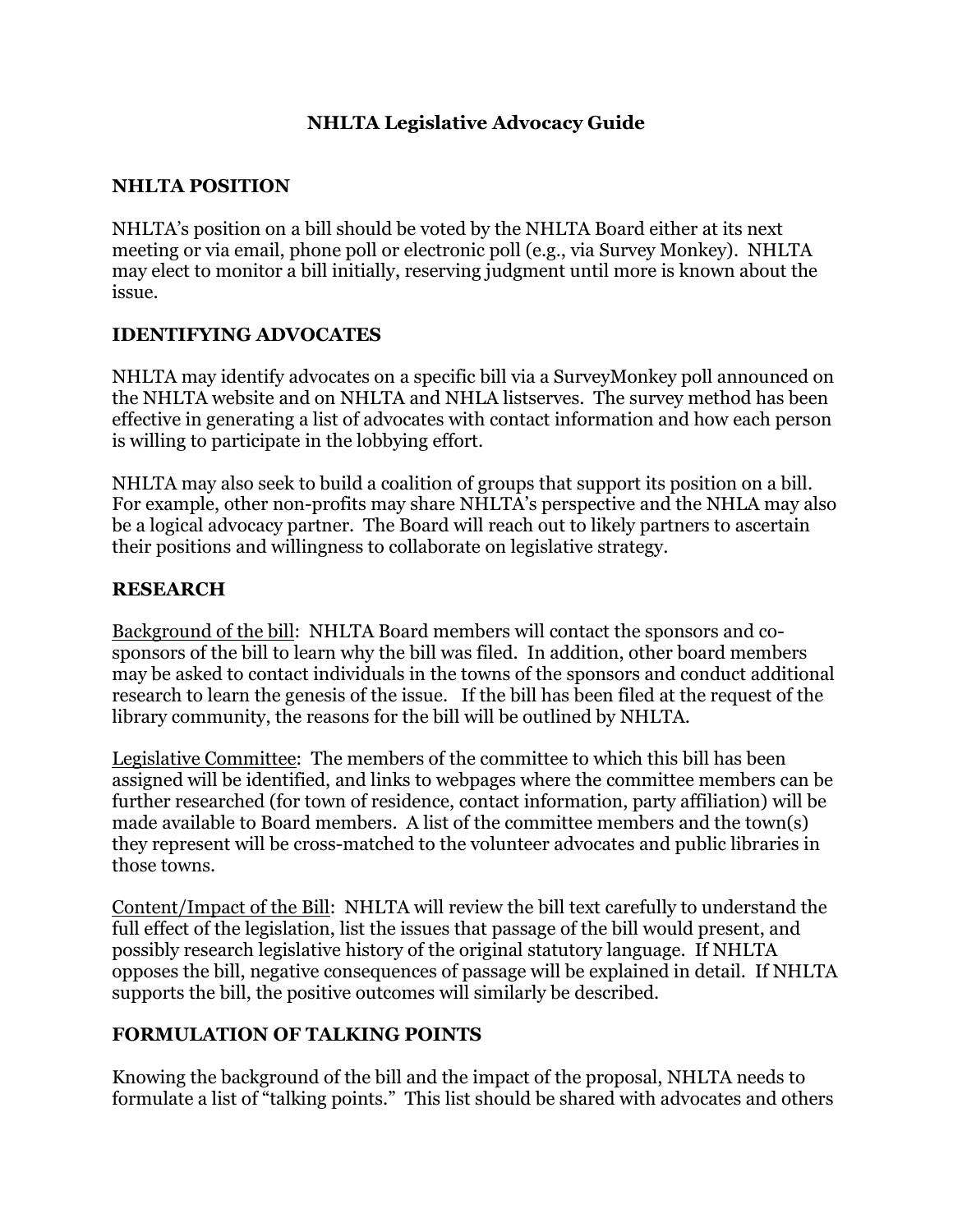# NHLTA Legislative Advocacy Guide

## NHLTA POSITION

NHLTA's position on a bill should be voted by the NHLTA Board either at its next meeting or via email, phone poll or electronic poll (e.g., via Survey Monkey). NHLTA may elect to monitor a bill initially, reserving judgment until more is known about the issue.

## IDENTIFYING ADVOCATES

NHLTA may identify advocates on a specific bill via a SurveyMonkey poll announced on the NHLTA website and on NHLTA and NHLA listserves. The survey method has been effective in generating a list of advocates with contact information and how each person is willing to participate in the lobbying effort.

NHLTA may also seek to build a coalition of groups that support its position on a bill. For example, other non-profits may share NHLTA's perspective and the NHLA may also be a logical advocacy partner. The Board will reach out to likely partners to ascertain their positions and willingness to collaborate on legislative strategy.

## RESEARCH

<u>Background of the bill</u>: NHLTA Board members will contact the sponsors and co-sponsors of the bill to learn why the bill was filed. In addition, other board members may be asked to contact individuals in the towns of the sponsors and conduct additional research to learn the genesis of the issue. If the bill has been filed at the request of the library community, the reasons for the bill will be outlined by NHLTA.

<u>Legislative Committee</u>: The members of the committee to which this bill has been assigned will be identified, and links to webpages where the committee members can be further researched (for town of residence, contact information, party affiliation) will be made available to Board members. A list of the committee members and the town(s) they represent will be cross-matched to the volunteer advocates and public libraries in those towns.

<u>Content/Impact of the Bill</u>: NHLTA will review the bill text carefully to understand the full effect of the legislation, list the issues that passage of the bill would present, and possibly research legislative history of the original statutory language. If NHLTA opposes the bill, negative consequences of passage will be explained in detail. If NHLTA supports the bill, the positive outcomes will similarly be described.

## FORMULATION OF TALKING POINTS

Knowing the background of the bill and the impact of the proposal, NHLTA needs to formulate a list of "talking points." This list should be shared with advocates and others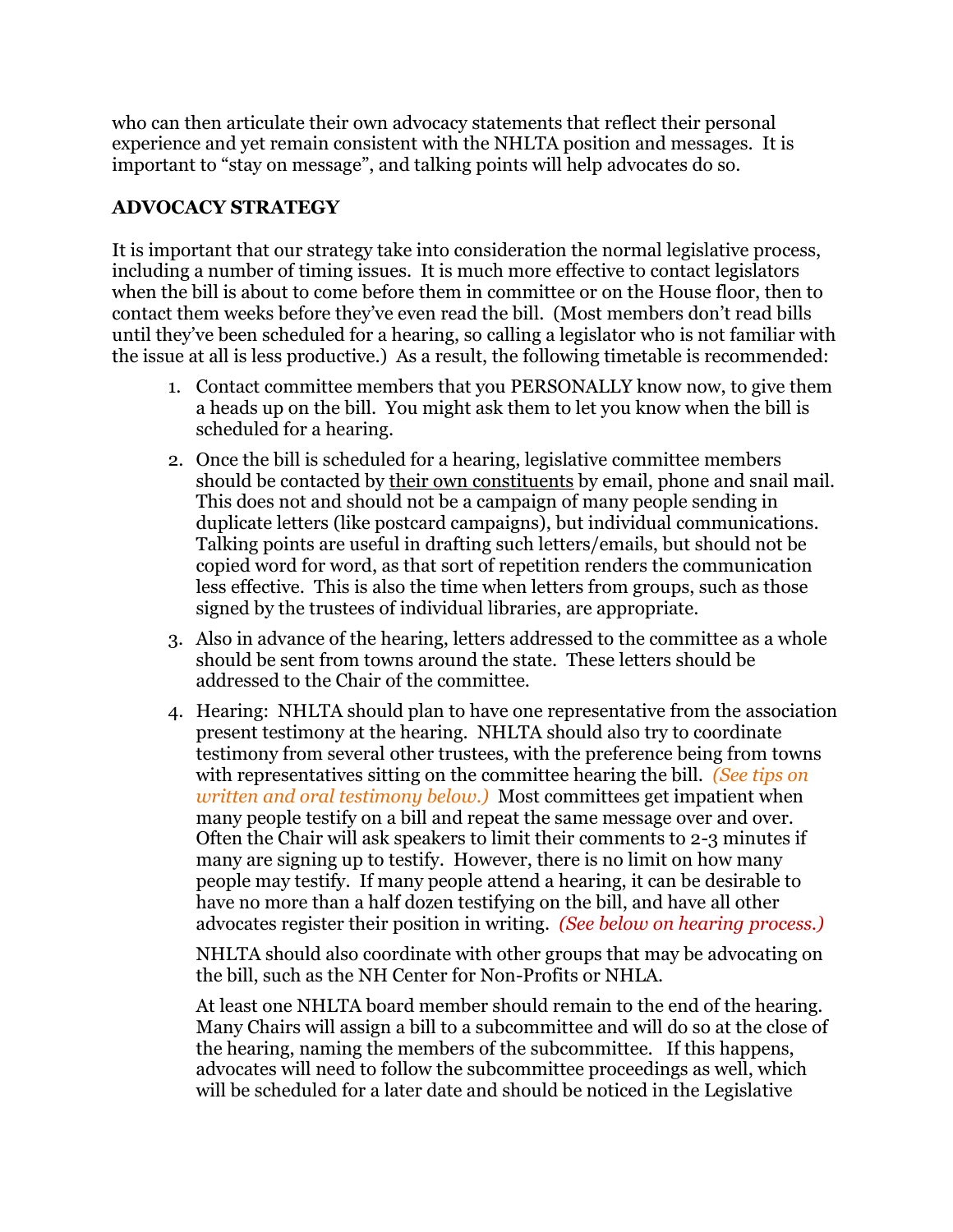who can then articulate their own advocacy statements that reflect their personal experience and yet remain consistent with the NHLTA position and messages. It is important to "stay on message", and talking points will help advocates do so.

## ADVOCACY STRATEGY

It is important that our strategy take into consideration the normal legislative process, including a number of timing issues. It is much more effective to contact legislators when the bill is about to come before them in committee or on the House floor, then to contact them weeks before they've even read the bill. (Most members don't read bills until they've been scheduled for a hearing, so calling a legislator who is not familiar with the issue at all is less productive.) As a result, the following timetable is recommended:

1. Contact committee members that you PERSONALLY know now, to give them a heads up on the bill. You might ask them to let you know when the bill is scheduled for a hearing.
2. Once the bill is scheduled for a hearing, legislative committee members should be contacted by <u>their own constituents</u> by email, phone and snail mail. This does not and should not be a campaign of many people sending in duplicate letters (like postcard campaigns), but individual communications. Talking points are useful in drafting such letters/emails, but should not be copied word for word, as that sort of repetition renders the communication less effective. This is also the time when letters from groups, such as those signed by the trustees of individual libraries, are appropriate.
3. Also in advance of the hearing, letters addressed to the committee as a whole should be sent from towns around the state. These letters should be addressed to the Chair of the committee.
4. Hearing: NHLTA should plan to have one representative from the association present testimony at the hearing. NHLTA should also try to coordinate testimony from several other trustees, with the preference being from towns with representatives sitting on the committee hearing the bill. *(See tips on written and oral testimony below.)* Most committees get impatient when many people testify on a bill and repeat the same message over and over. Often the Chair will ask speakers to limit their comments to 2-3 minutes if many are signing up to testify. However, there is no limit on how many people may testify. If many people attend a hearing, it can be desirable to have no more than a half dozen testifying on the bill, and have all other advocates register their position in writing. *(See below on hearing process.)*

   NHLTA should also coordinate with other groups that may be advocating on the bill, such as the NH Center for Non-Profits or NHLA.

   At least one NHLTA board member should remain to the end of the hearing. Many Chairs will assign a bill to a subcommittee and will do so at the close of the hearing, naming the members of the subcommittee. If this happens, advocates will need to follow the subcommittee proceedings as well, which will be scheduled for a later date and should be noticed in the Legislative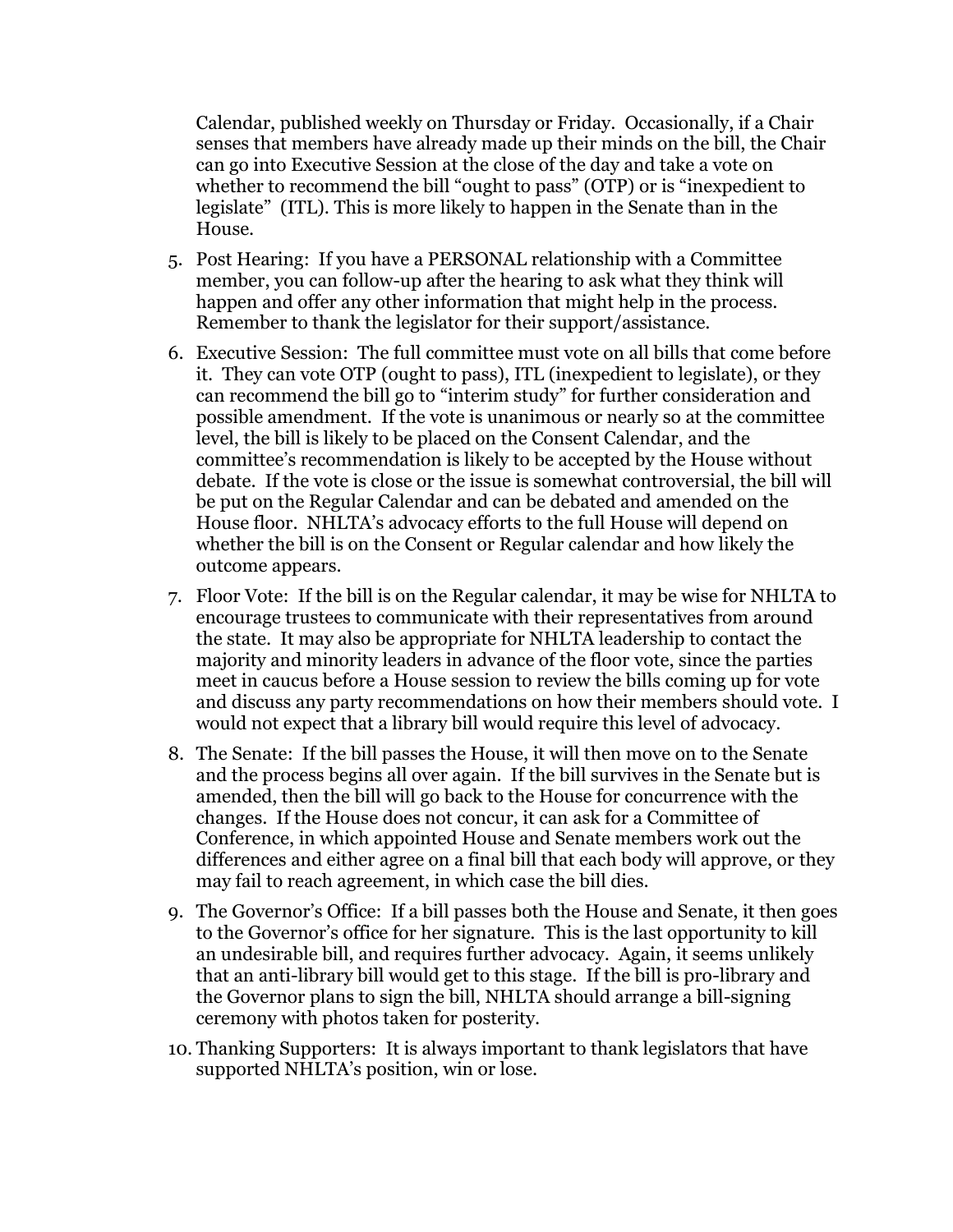Calendar, published weekly on Thursday or Friday. Occasionally, if a Chair senses that members have already made up their minds on the bill, the Chair can go into Executive Session at the close of the day and take a vote on whether to recommend the bill "ought to pass" (OTP) or is "inexpedient to legislate" (ITL). This is more likely to happen in the Senate than in the House.

5. Post Hearing: If you have a PERSONAL relationship with a Committee member, you can follow-up after the hearing to ask what they think will happen and offer any other information that might help in the process. Remember to thank the legislator for their support/assistance.

6. Executive Session: The full committee must vote on all bills that come before it. They can vote OTP (ought to pass), ITL (inexpedient to legislate), or they can recommend the bill go to "interim study" for further consideration and possible amendment. If the vote is unanimous or nearly so at the committee level, the bill is likely to be placed on the Consent Calendar, and the committee's recommendation is likely to be accepted by the House without debate. If the vote is close or the issue is somewhat controversial, the bill will be put on the Regular Calendar and can be debated and amended on the House floor. NHLTA's advocacy efforts to the full House will depend on whether the bill is on the Consent or Regular calendar and how likely the outcome appears.

7. Floor Vote: If the bill is on the Regular calendar, it may be wise for NHLTA to encourage trustees to communicate with their representatives from around the state. It may also be appropriate for NHLTA leadership to contact the majority and minority leaders in advance of the floor vote, since the parties meet in caucus before a House session to review the bills coming up for vote and discuss any party recommendations on how their members should vote. I would not expect that a library bill would require this level of advocacy.

8. The Senate: If the bill passes the House, it will then move on to the Senate and the process begins all over again. If the bill survives in the Senate but is amended, then the bill will go back to the House for concurrence with the changes. If the House does not concur, it can ask for a Committee of Conference, in which appointed House and Senate members work out the differences and either agree on a final bill that each body will approve, or they may fail to reach agreement, in which case the bill dies.

9. The Governor's Office: If a bill passes both the House and Senate, it then goes to the Governor's office for her signature. This is the last opportunity to kill an undesirable bill, and requires further advocacy. Again, it seems unlikely that an anti-library bill would get to this stage. If the bill is pro-library and the Governor plans to sign the bill, NHLTA should arrange a bill-signing ceremony with photos taken for posterity.

10. Thanking Supporters: It is always important to thank legislators that have supported NHLTA's position, win or lose.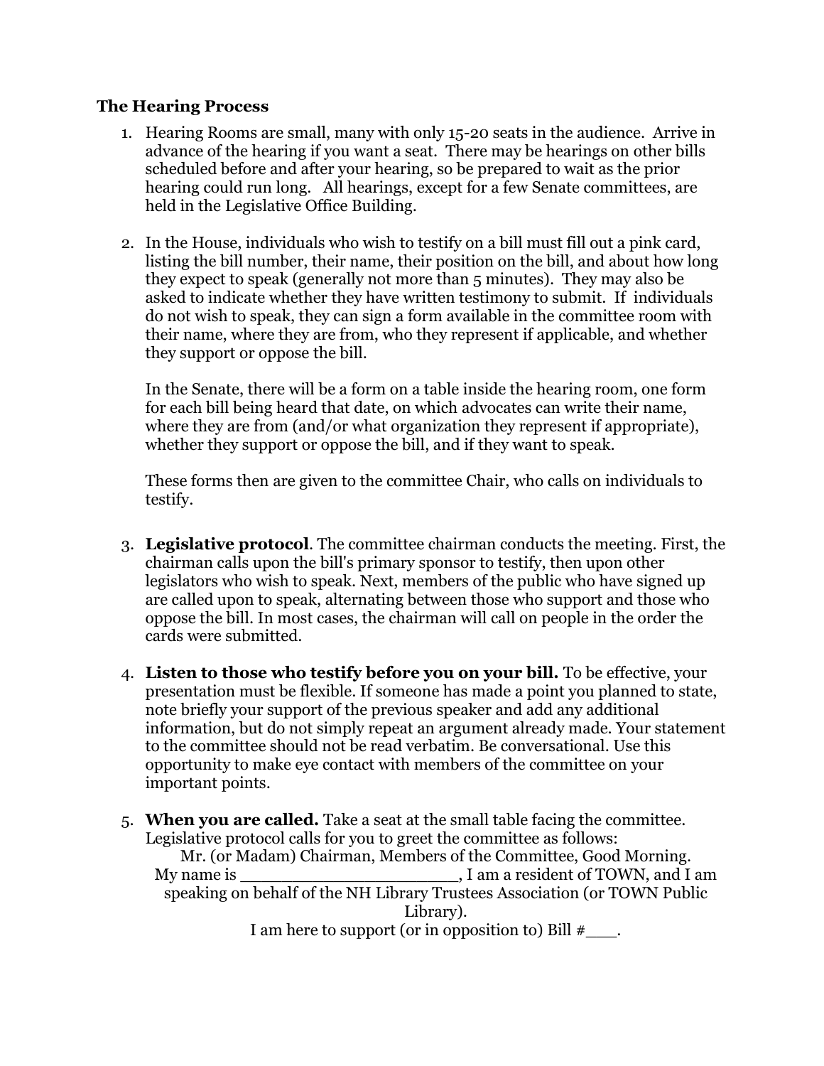**The Hearing Process**

1. Hearing Rooms are small, many with only 15-20 seats in the audience. Arrive in advance of the hearing if you want a seat. There may be hearings on other bills scheduled before and after your hearing, so be prepared to wait as the prior hearing could run long. All hearings, except for a few Senate committees, are held in the Legislative Office Building.

2. In the House, individuals who wish to testify on a bill must fill out a pink card, listing the bill number, their name, their position on the bill, and about how long they expect to speak (generally not more than 5 minutes). They may also be asked to indicate whether they have written testimony to submit. If individuals do not wish to speak, they can sign a form available in the committee room with their name, where they are from, who they represent if applicable, and whether they support or oppose the bill.

   In the Senate, there will be a form on a table inside the hearing room, one form for each bill being heard that date, on which advocates can write their name, where they are from (and/or what organization they represent if appropriate), whether they support or oppose the bill, and if they want to speak.

   These forms then are given to the committee Chair, who calls on individuals to testify.

3. **Legislative protocol**. The committee chairman conducts the meeting. First, the chairman calls upon the bill's primary sponsor to testify, then upon other legislators who wish to speak. Next, members of the public who have signed up are called upon to speak, alternating between those who support and those who oppose the bill. In most cases, the chairman will call on people in the order the cards were submitted.

4. **Listen to those who testify before you on your bill.** To be effective, your presentation must be flexible. If someone has made a point you planned to state, note briefly your support of the previous speaker and add any additional information, but do not simply repeat an argument already made. Your statement to the committee should not be read verbatim. Be conversational. Use this opportunity to make eye contact with members of the committee on your important points.

5. **When you are called.** Take a seat at the small table facing the committee. Legislative protocol calls for you to greet the committee as follows:

   Mr. (or Madam) Chairman, Members of the Committee, Good Morning.
   My name is ______________________, I am a resident of TOWN, and I am speaking on behalf of the NH Library Trustees Association (or TOWN Public Library).
   I am here to support (or in opposition to) Bill #___.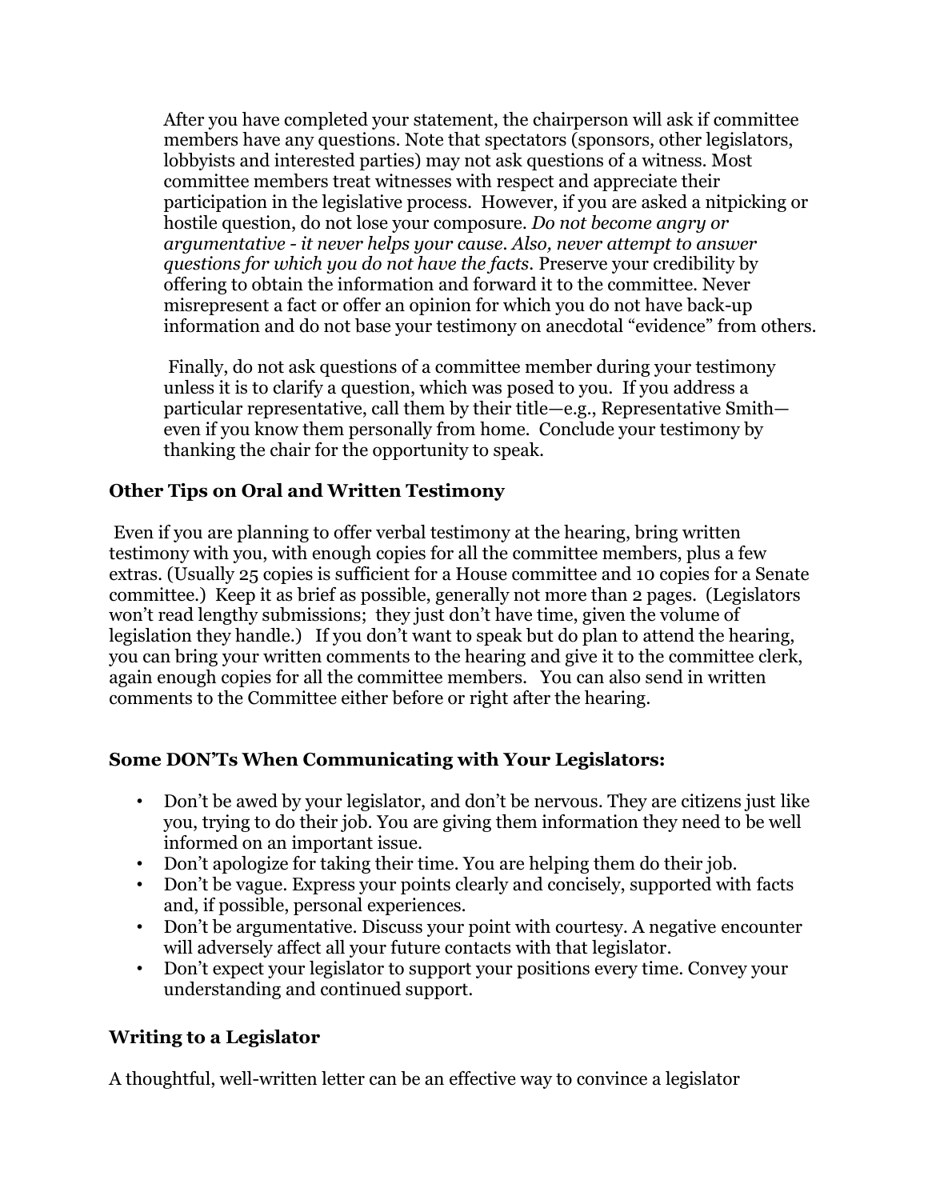After you have completed your statement, the chairperson will ask if committee members have any questions. Note that spectators (sponsors, other legislators, lobbyists and interested parties) may not ask questions of a witness. Most committee members treat witnesses with respect and appreciate their participation in the legislative process. However, if you are asked a nitpicking or hostile question, do not lose your composure. *Do not become angry or argumentative - it never helps your cause. Also, never attempt to answer questions for which you do not have the facts.* Preserve your credibility by offering to obtain the information and forward it to the committee. Never misrepresent a fact or offer an opinion for which you do not have back-up information and do not base your testimony on anecdotal "evidence" from others.

Finally, do not ask questions of a committee member during your testimony unless it is to clarify a question, which was posed to you. If you address a particular representative, call them by their title—e.g., Representative Smith—even if you know them personally from home. Conclude your testimony by thanking the chair for the opportunity to speak.

### Other Tips on Oral and Written Testimony

Even if you are planning to offer verbal testimony at the hearing, bring written testimony with you, with enough copies for all the committee members, plus a few extras. (Usually 25 copies is sufficient for a House committee and 10 copies for a Senate committee.) Keep it as brief as possible, generally not more than 2 pages. (Legislators won't read lengthy submissions; they just don't have time, given the volume of legislation they handle.) If you don't want to speak but do plan to attend the hearing, you can bring your written comments to the hearing and give it to the committee clerk, again enough copies for all the committee members. You can also send in written comments to the Committee either before or right after the hearing.

### Some DON'Ts When Communicating with Your Legislators:

- Don't be awed by your legislator, and don't be nervous. They are citizens just like you, trying to do their job. You are giving them information they need to be well informed on an important issue.
- Don't apologize for taking their time. You are helping them do their job.
- Don't be vague. Express your points clearly and concisely, supported with facts and, if possible, personal experiences.
- Don't be argumentative. Discuss your point with courtesy. A negative encounter will adversely affect all your future contacts with that legislator.
- Don't expect your legislator to support your positions every time. Convey your understanding and continued support.

### Writing to a Legislator

A thoughtful, well-written letter can be an effective way to convince a legislator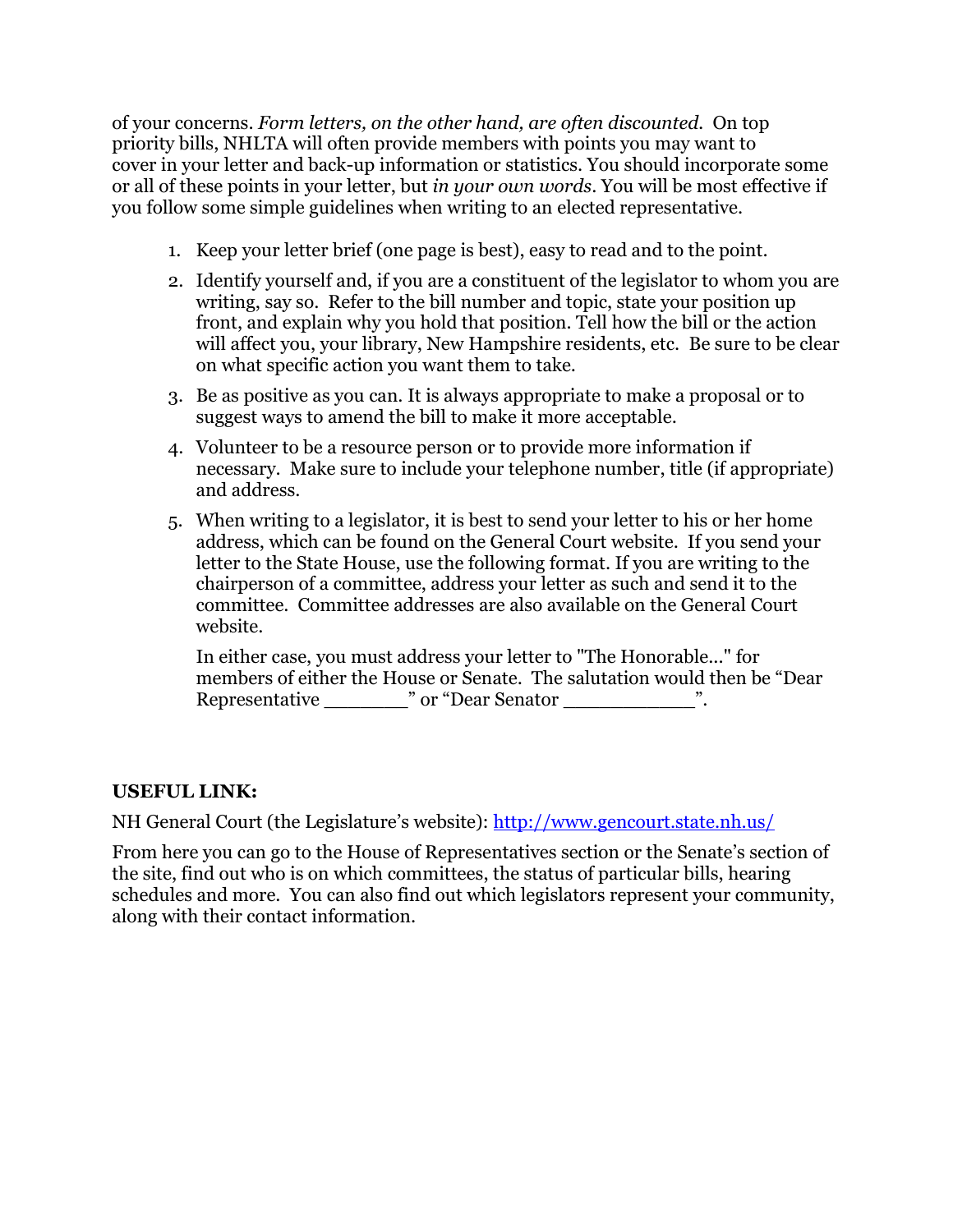of your concerns. *Form letters, on the other hand, are often discounted.* On top priority bills, NHLTA will often provide members with points you may want to cover in your letter and back-up information or statistics. You should incorporate some or all of these points in your letter, but *in your own words*. You will be most effective if you follow some simple guidelines when writing to an elected representative.

1. Keep your letter brief (one page is best), easy to read and to the point.
2. Identify yourself and, if you are a constituent of the legislator to whom you are writing, say so. Refer to the bill number and topic, state your position up front, and explain why you hold that position. Tell how the bill or the action will affect you, your library, New Hampshire residents, etc. Be sure to be clear on what specific action you want them to take.
3. Be as positive as you can. It is always appropriate to make a proposal or to suggest ways to amend the bill to make it more acceptable.
4. Volunteer to be a resource person or to provide more information if necessary. Make sure to include your telephone number, title (if appropriate) and address.
5. When writing to a legislator, it is best to send your letter to his or her home address, which can be found on the General Court website. If you send your letter to the State House, use the following format. If you are writing to the chairperson of a committee, address your letter as such and send it to the committee. Committee addresses are also available on the General Court website.

   In either case, you must address your letter to "The Honorable..." for members of either the House or Senate. The salutation would then be "Dear Representative _______" or "Dear Senator ___________".

**USEFUL LINK:**

NH General Court (the Legislature's website): http://www.gencourt.state.nh.us/

From here you can go to the House of Representatives section or the Senate's section of the site, find out who is on which committees, the status of particular bills, hearing schedules and more. You can also find out which legislators represent your community, along with their contact information.